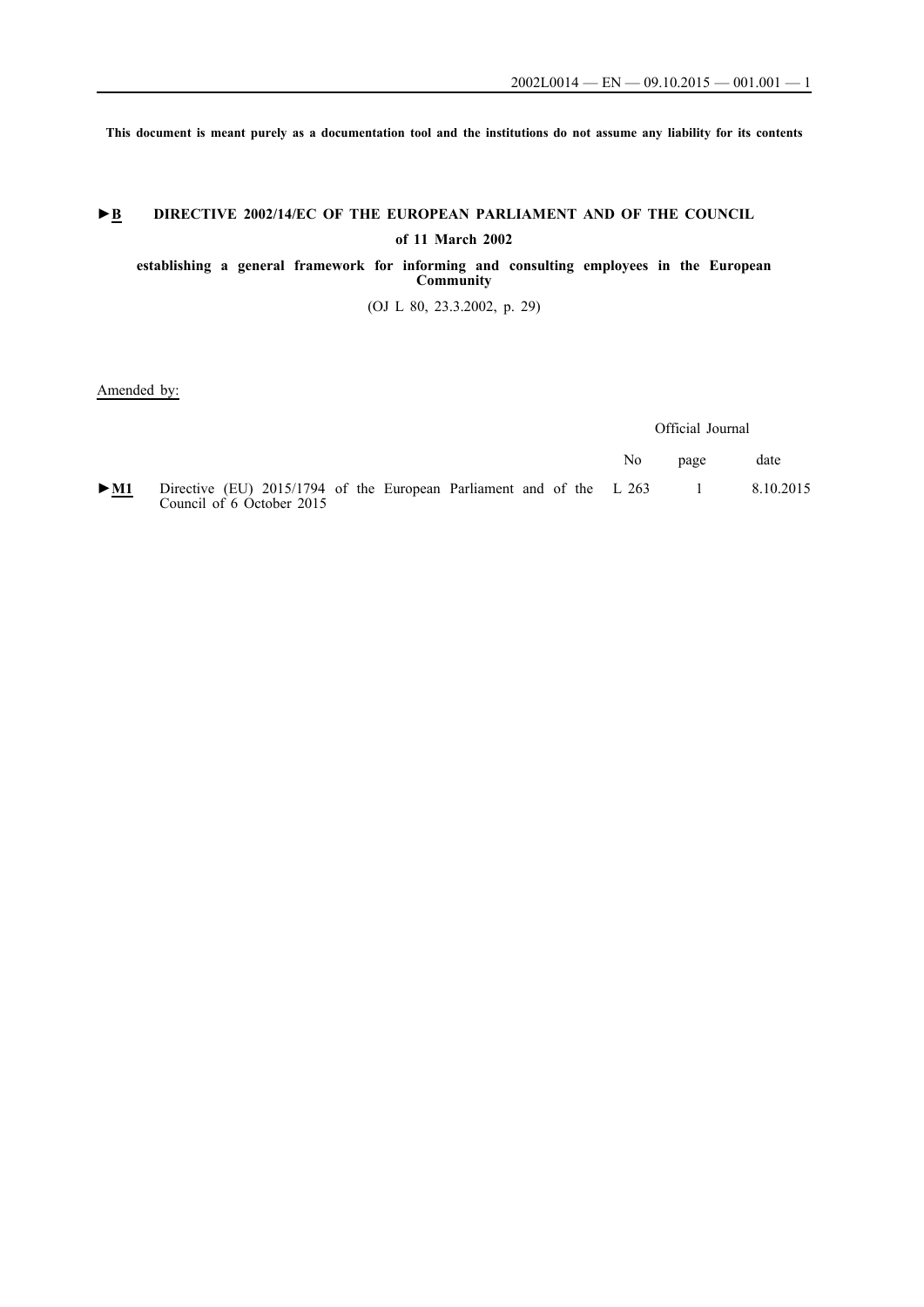**This document is meant purely as a documentation tool and the institutions do not assume any liability for its contents**

# ►B DIRECTIVE 2002/14/EC OF THE EUROPEAN PARLIAMENT AND OF THE COUNCIL

## of 11 March 2002

## establishing a general framework for informing and consulting employees in the European Community

(OJ L 80, 23.3.2002, p. 29)

Amended by:

| | | Official Journal | | |
|---|---|---|---|---|
| | | No | page | date |
| ►M1 | Directive (EU) 2015/1794 of the European Parliament and of the Council of 6 October 2015 | L 263 | 1 | 8.10.2015 |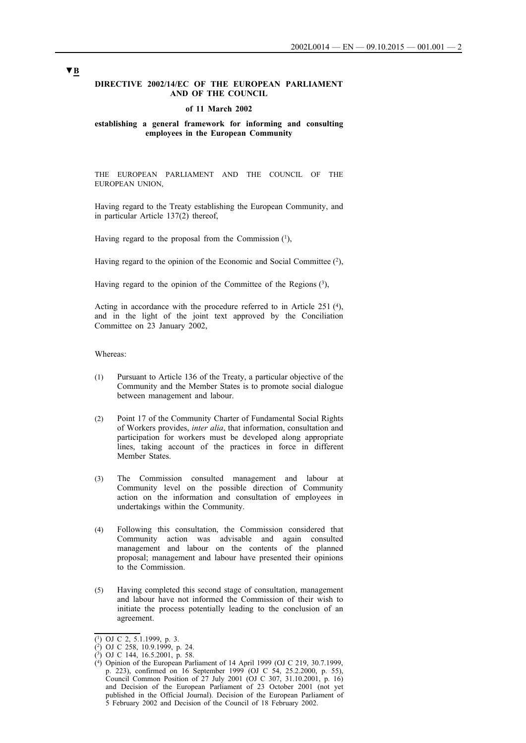▼B

**DIRECTIVE 2002/14/EC OF THE EUROPEAN PARLIAMENT AND OF THE COUNCIL**

**of 11 March 2002**

**establishing a general framework for informing and consulting employees in the European Community**

THE EUROPEAN PARLIAMENT AND THE COUNCIL OF THE EUROPEAN UNION,

Having regard to the Treaty establishing the European Community, and in particular Article 137(2) thereof,

Having regard to the proposal from the Commission [1],

Having regard to the opinion of the Economic and Social Committee [2],

Having regard to the opinion of the Committee of the Regions [3],

Acting in accordance with the procedure referred to in Article 251 [4], and in the light of the joint text approved by the Conciliation Committee on 23 January 2002,

Whereas:

(1) Pursuant to Article 136 of the Treaty, a particular objective of the Community and the Member States is to promote social dialogue between management and labour.

(2) Point 17 of the Community Charter of Fundamental Social Rights of Workers provides, *inter alia*, that information, consultation and participation for workers must be developed along appropriate lines, taking account of the practices in force in different Member States.

(3) The Commission consulted management and labour at Community level on the possible direction of Community action on the information and consultation of employees in undertakings within the Community.

(4) Following this consultation, the Commission considered that Community action was advisable and again consulted management and labour on the contents of the planned proposal; management and labour have presented their opinions to the Commission.

(5) Having completed this second stage of consultation, management and labour have not informed the Commission of their wish to initiate the process potentially leading to the conclusion of an agreement.

---

(1) OJ C 2, 5.1.1999, p. 3.

(2) OJ C 258, 10.9.1999, p. 24.

(3) OJ C 144, 16.5.2001, p. 58.

(4) Opinion of the European Parliament of 14 April 1999 (OJ C 219, 30.7.1999, p. 223), confirmed on 16 September 1999 (OJ C 54, 25.2.2000, p. 55), Council Common Position of 27 July 2001 (OJ C 307, 31.10.2001, p. 16) and Decision of the European Parliament of 23 October 2001 (not yet published in the Official Journal). Decision of the European Parliament of 5 February 2002 and Decision of the Council of 18 February 2002.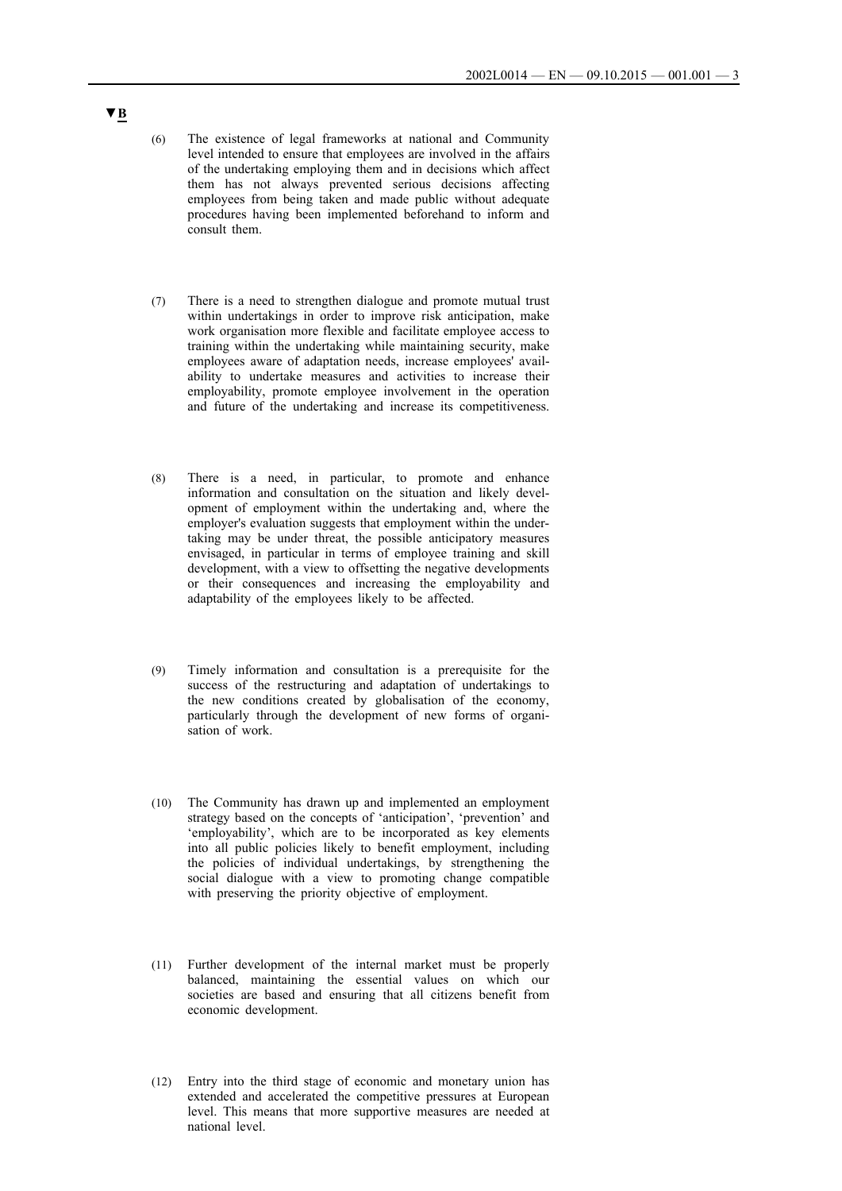▼B

(6) The existence of legal frameworks at national and Community level intended to ensure that employees are involved in the affairs of the undertaking employing them and in decisions which affect them has not always prevented serious decisions affecting employees from being taken and made public without adequate procedures having been implemented beforehand to inform and consult them.

(7) There is a need to strengthen dialogue and promote mutual trust within undertakings in order to improve risk anticipation, make work organisation more flexible and facilitate employee access to training within the undertaking while maintaining security, make employees aware of adaptation needs, increase employees' availability to undertake measures and activities to increase their employability, promote employee involvement in the operation and future of the undertaking and increase its competitiveness.

(8) There is a need, in particular, to promote and enhance information and consultation on the situation and likely development of employment within the undertaking and, where the employer's evaluation suggests that employment within the undertaking may be under threat, the possible anticipatory measures envisaged, in particular in terms of employee training and skill development, with a view to offsetting the negative developments or their consequences and increasing the employability and adaptability of the employees likely to be affected.

(9) Timely information and consultation is a prerequisite for the success of the restructuring and adaptation of undertakings to the new conditions created by globalisation of the economy, particularly through the development of new forms of organisation of work.

(10) The Community has drawn up and implemented an employment strategy based on the concepts of 'anticipation', 'prevention' and 'employability', which are to be incorporated as key elements into all public policies likely to benefit employment, including the policies of individual undertakings, by strengthening the social dialogue with a view to promoting change compatible with preserving the priority objective of employment.

(11) Further development of the internal market must be properly balanced, maintaining the essential values on which our societies are based and ensuring that all citizens benefit from economic development.

(12) Entry into the third stage of economic and monetary union has extended and accelerated the competitive pressures at European level. This means that more supportive measures are needed at national level.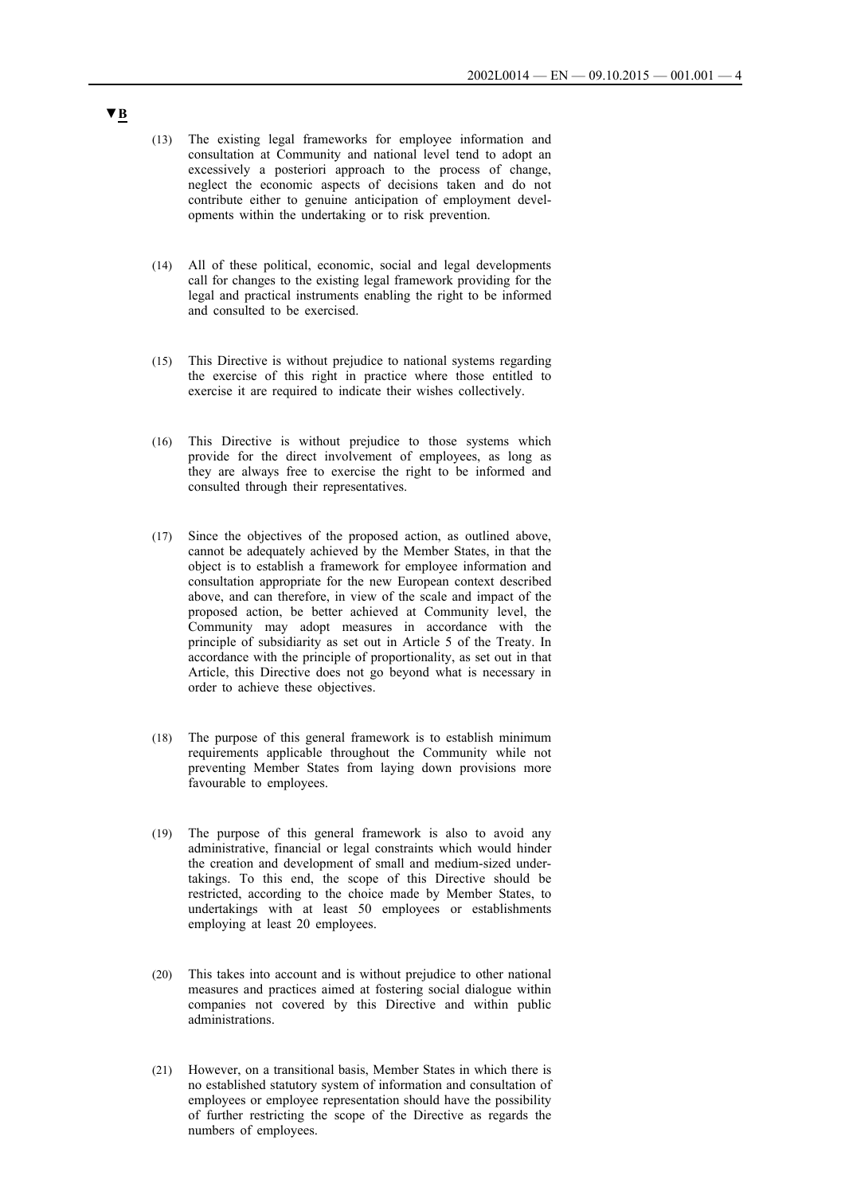▼B

(13) The existing legal frameworks for employee information and consultation at Community and national level tend to adopt an excessively a posteriori approach to the process of change, neglect the economic aspects of decisions taken and do not contribute either to genuine anticipation of employment developments within the undertaking or to risk prevention.

(14) All of these political, economic, social and legal developments call for changes to the existing legal framework providing for the legal and practical instruments enabling the right to be informed and consulted to be exercised.

(15) This Directive is without prejudice to national systems regarding the exercise of this right in practice where those entitled to exercise it are required to indicate their wishes collectively.

(16) This Directive is without prejudice to those systems which provide for the direct involvement of employees, as long as they are always free to exercise the right to be informed and consulted through their representatives.

(17) Since the objectives of the proposed action, as outlined above, cannot be adequately achieved by the Member States, in that the object is to establish a framework for employee information and consultation appropriate for the new European context described above, and can therefore, in view of the scale and impact of the proposed action, be better achieved at Community level, the Community may adopt measures in accordance with the principle of subsidiarity as set out in Article 5 of the Treaty. In accordance with the principle of proportionality, as set out in that Article, this Directive does not go beyond what is necessary in order to achieve these objectives.

(18) The purpose of this general framework is to establish minimum requirements applicable throughout the Community while not preventing Member States from laying down provisions more favourable to employees.

(19) The purpose of this general framework is also to avoid any administrative, financial or legal constraints which would hinder the creation and development of small and medium-sized undertakings. To this end, the scope of this Directive should be restricted, according to the choice made by Member States, to undertakings with at least 50 employees or establishments employing at least 20 employees.

(20) This takes into account and is without prejudice to other national measures and practices aimed at fostering social dialogue within companies not covered by this Directive and within public administrations.

(21) However, on a transitional basis, Member States in which there is no established statutory system of information and consultation of employees or employee representation should have the possibility of further restricting the scope of the Directive as regards the numbers of employees.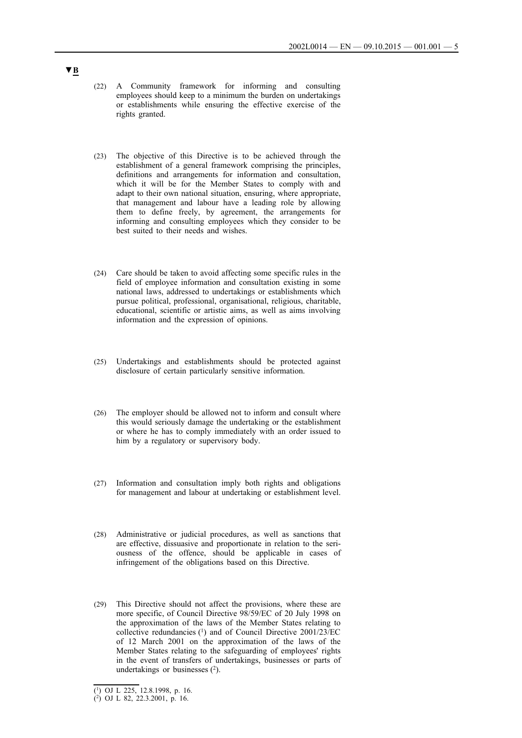▼B

(22) A Community framework for informing and consulting employees should keep to a minimum the burden on undertakings or establishments while ensuring the effective exercise of the rights granted.

(23) The objective of this Directive is to be achieved through the establishment of a general framework comprising the principles, definitions and arrangements for information and consultation, which it will be for the Member States to comply with and adapt to their own national situation, ensuring, where appropriate, that management and labour have a leading role by allowing them to define freely, by agreement, the arrangements for informing and consulting employees which they consider to be best suited to their needs and wishes.

(24) Care should be taken to avoid affecting some specific rules in the field of employee information and consultation existing in some national laws, addressed to undertakings or establishments which pursue political, professional, organisational, religious, charitable, educational, scientific or artistic aims, as well as aims involving information and the expression of opinions.

(25) Undertakings and establishments should be protected against disclosure of certain particularly sensitive information.

(26) The employer should be allowed not to inform and consult where this would seriously damage the undertaking or the establishment or where he has to comply immediately with an order issued to him by a regulatory or supervisory body.

(27) Information and consultation imply both rights and obligations for management and labour at undertaking or establishment level.

(28) Administrative or judicial procedures, as well as sanctions that are effective, dissuasive and proportionate in relation to the seriousness of the offence, should be applicable in cases of infringement of the obligations based on this Directive.

(29) This Directive should not affect the provisions, where these are more specific, of Council Directive 98/59/EC of 20 July 1998 on the approximation of the laws of the Member States relating to collective redundancies [1] and of Council Directive 2001/23/EC of 12 March 2001 on the approximation of the laws of the Member States relating to the safeguarding of employees' rights in the event of transfers of undertakings, businesses or parts of undertakings or businesses [2].

---

[1] OJ L 225, 12.8.1998, p. 16.

[2] OJ L 82, 22.3.2001, p. 16.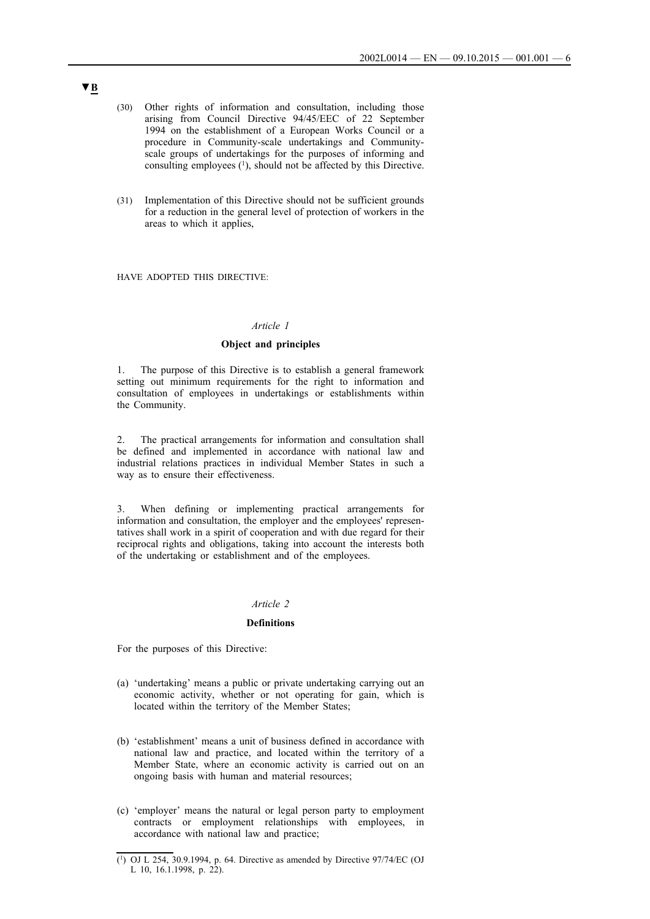▼B

(30) Other rights of information and consultation, including those arising from Council Directive 94/45/EEC of 22 September 1994 on the establishment of a European Works Council or a procedure in Community-scale undertakings and Community-scale groups of undertakings for the purposes of informing and consulting employees [1], should not be affected by this Directive.

(31) Implementation of this Directive should not be sufficient grounds for a reduction in the general level of protection of workers in the areas to which it applies,

HAVE ADOPTED THIS DIRECTIVE:

*Article 1*

**Object and principles**

1. The purpose of this Directive is to establish a general framework setting out minimum requirements for the right to information and consultation of employees in undertakings or establishments within the Community.

2. The practical arrangements for information and consultation shall be defined and implemented in accordance with national law and industrial relations practices in individual Member States in such a way as to ensure their effectiveness.

3. When defining or implementing practical arrangements for information and consultation, the employer and the employees' representatives shall work in a spirit of cooperation and with due regard for their reciprocal rights and obligations, taking into account the interests both of the undertaking or establishment and of the employees.

*Article 2*

**Definitions**

For the purposes of this Directive:

(a) 'undertaking' means a public or private undertaking carrying out an economic activity, whether or not operating for gain, which is located within the territory of the Member States;

(b) 'establishment' means a unit of business defined in accordance with national law and practice, and located within the territory of a Member State, where an economic activity is carried out on an ongoing basis with human and material resources;

(c) 'employer' means the natural or legal person party to employment contracts or employment relationships with employees, in accordance with national law and practice;

[1] OJ L 254, 30.9.1994, p. 64. Directive as amended by Directive 97/74/EC (OJ L 10, 16.1.1998, p. 22).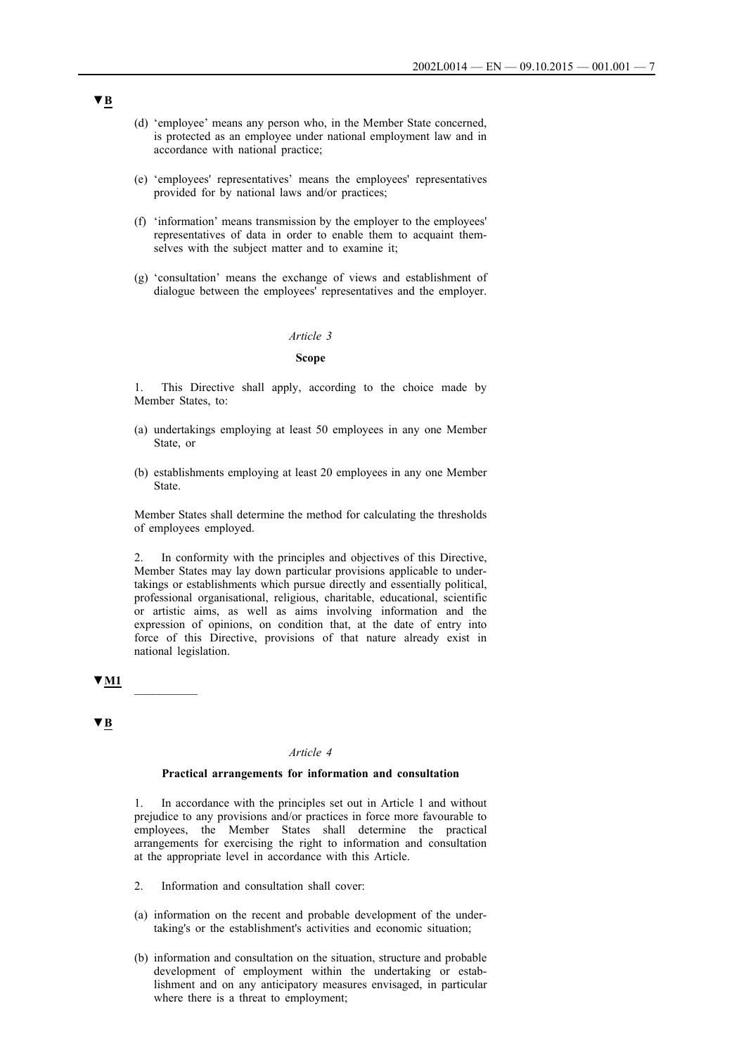▼B

(d) 'employee' means any person who, in the Member State concerned, is protected as an employee under national employment law and in accordance with national practice;

(e) 'employees' representatives' means the employees' representatives provided for by national laws and/or practices;

(f) 'information' means transmission by the employer to the employees' representatives of data in order to enable them to acquaint themselves with the subject matter and to examine it;

(g) 'consultation' means the exchange of views and establishment of dialogue between the employees' representatives and the employer.

*Article 3*

**Scope**

1. This Directive shall apply, according to the choice made by Member States, to:

(a) undertakings employing at least 50 employees in any one Member State, or

(b) establishments employing at least 20 employees in any one Member State.

Member States shall determine the method for calculating the thresholds of employees employed.

2. In conformity with the principles and objectives of this Directive, Member States may lay down particular provisions applicable to undertakings or establishments which pursue directly and essentially political, professional organisational, religious, charitable, educational, scientific or artistic aims, as well as aims involving information and the expression of opinions, on condition that, at the date of entry into force of this Directive, provisions of that nature already exist in national legislation.

▼M1

__________

▼B

*Article 4*

**Practical arrangements for information and consultation**

1. In accordance with the principles set out in Article 1 and without prejudice to any provisions and/or practices in force more favourable to employees, the Member States shall determine the practical arrangements for exercising the right to information and consultation at the appropriate level in accordance with this Article.

2. Information and consultation shall cover:

(a) information on the recent and probable development of the undertaking's or the establishment's activities and economic situation;

(b) information and consultation on the situation, structure and probable development of employment within the undertaking or establishment and on any anticipatory measures envisaged, in particular where there is a threat to employment;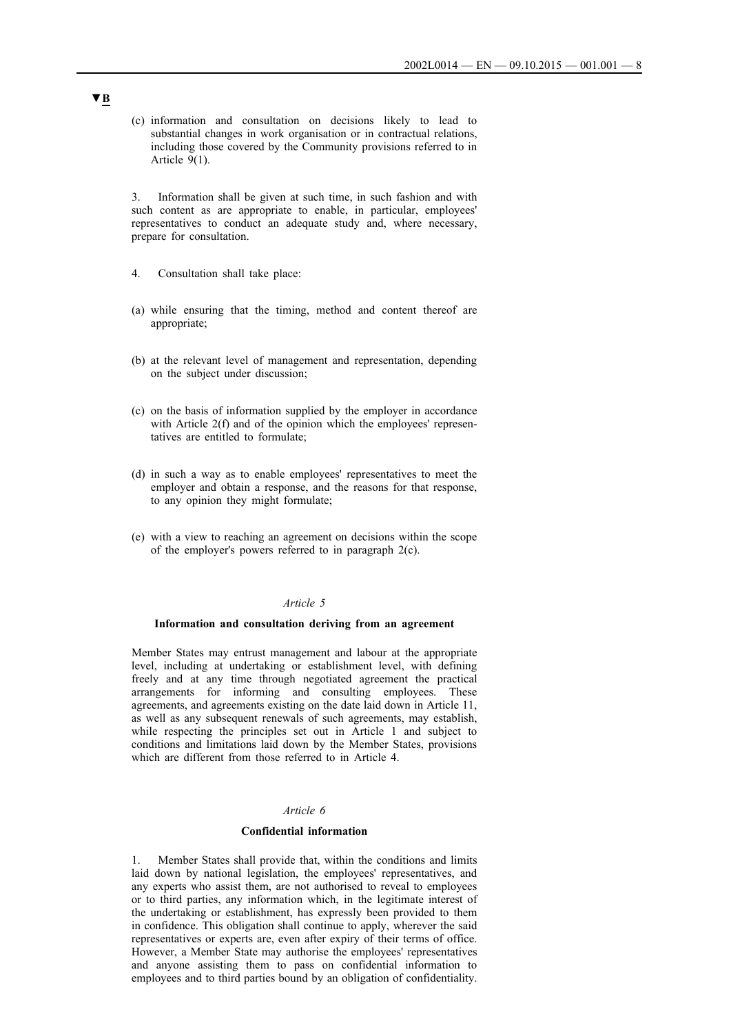▼B

(c) information and consultation on decisions likely to lead to substantial changes in work organisation or in contractual relations, including those covered by the Community provisions referred to in Article 9(1).

3. Information shall be given at such time, in such fashion and with such content as are appropriate to enable, in particular, employees' representatives to conduct an adequate study and, where necessary, prepare for consultation.

4. Consultation shall take place:

(a) while ensuring that the timing, method and content thereof are appropriate;

(b) at the relevant level of management and representation, depending on the subject under discussion;

(c) on the basis of information supplied by the employer in accordance with Article 2(f) and of the opinion which the employees' representatives are entitled to formulate;

(d) in such a way as to enable employees' representatives to meet the employer and obtain a response, and the reasons for that response, to any opinion they might formulate;

(e) with a view to reaching an agreement on decisions within the scope of the employer's powers referred to in paragraph 2(c).

*Article 5*

**Information and consultation deriving from an agreement**

Member States may entrust management and labour at the appropriate level, including at undertaking or establishment level, with defining freely and at any time through negotiated agreement the practical arrangements for informing and consulting employees. These agreements, and agreements existing on the date laid down in Article 11, as well as any subsequent renewals of such agreements, may establish, while respecting the principles set out in Article 1 and subject to conditions and limitations laid down by the Member States, provisions which are different from those referred to in Article 4.

*Article 6*

**Confidential information**

1. Member States shall provide that, within the conditions and limits laid down by national legislation, the employees' representatives, and any experts who assist them, are not authorised to reveal to employees or to third parties, any information which, in the legitimate interest of the undertaking or establishment, has expressly been provided to them in confidence. This obligation shall continue to apply, wherever the said representatives or experts are, even after expiry of their terms of office. However, a Member State may authorise the employees' representatives and anyone assisting them to pass on confidential information to employees and to third parties bound by an obligation of confidentiality.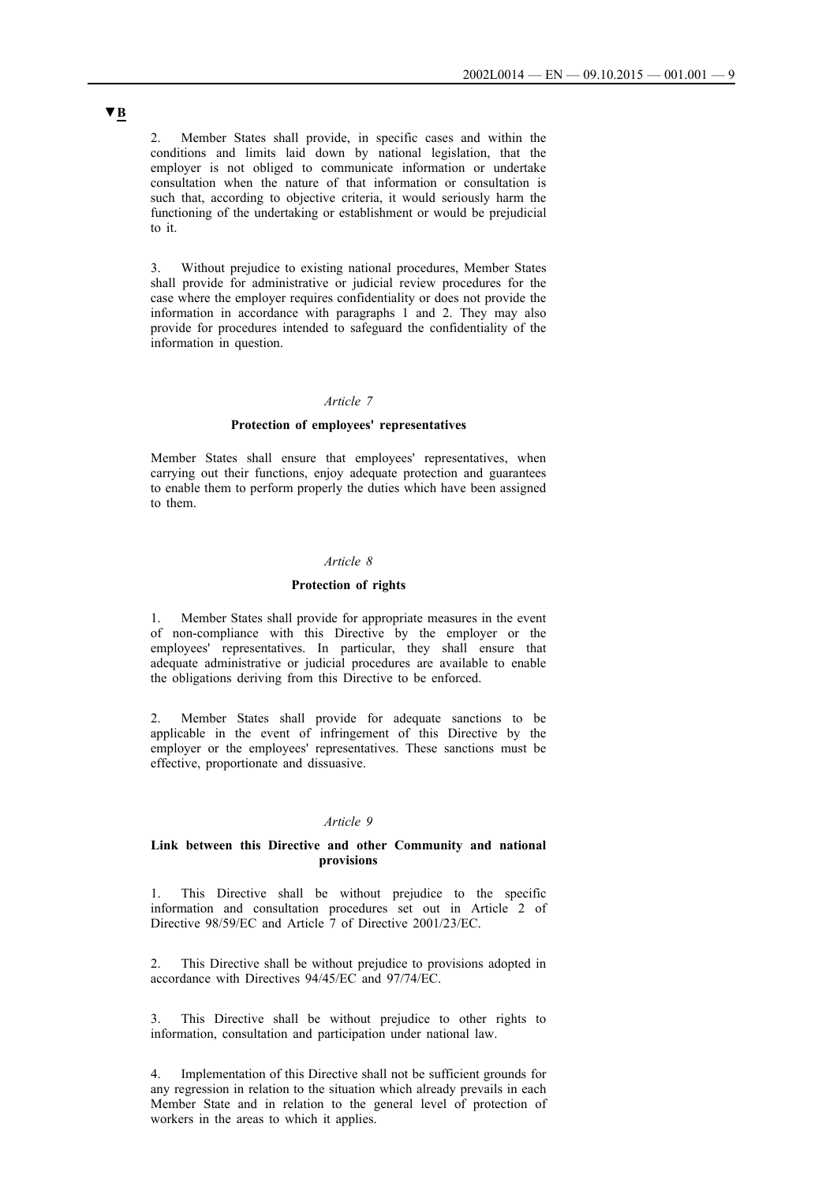▼B

2. Member States shall provide, in specific cases and within the conditions and limits laid down by national legislation, that the employer is not obliged to communicate information or undertake consultation when the nature of that information or consultation is such that, according to objective criteria, it would seriously harm the functioning of the undertaking or establishment or would be prejudicial to it.

3. Without prejudice to existing national procedures, Member States shall provide for administrative or judicial review procedures for the case where the employer requires confidentiality or does not provide the information in accordance with paragraphs 1 and 2. They may also provide for procedures intended to safeguard the confidentiality of the information in question.

*Article 7*

**Protection of employees' representatives**

Member States shall ensure that employees' representatives, when carrying out their functions, enjoy adequate protection and guarantees to enable them to perform properly the duties which have been assigned to them.

*Article 8*

**Protection of rights**

1. Member States shall provide for appropriate measures in the event of non-compliance with this Directive by the employer or the employees' representatives. In particular, they shall ensure that adequate administrative or judicial procedures are available to enable the obligations deriving from this Directive to be enforced.

2. Member States shall provide for adequate sanctions to be applicable in the event of infringement of this Directive by the employer or the employees' representatives. These sanctions must be effective, proportionate and dissuasive.

*Article 9*

**Link between this Directive and other Community and national provisions**

1. This Directive shall be without prejudice to the specific information and consultation procedures set out in Article 2 of Directive 98/59/EC and Article 7 of Directive 2001/23/EC.

2. This Directive shall be without prejudice to provisions adopted in accordance with Directives 94/45/EC and 97/74/EC.

3. This Directive shall be without prejudice to other rights to information, consultation and participation under national law.

4. Implementation of this Directive shall not be sufficient grounds for any regression in relation to the situation which already prevails in each Member State and in relation to the general level of protection of workers in the areas to which it applies.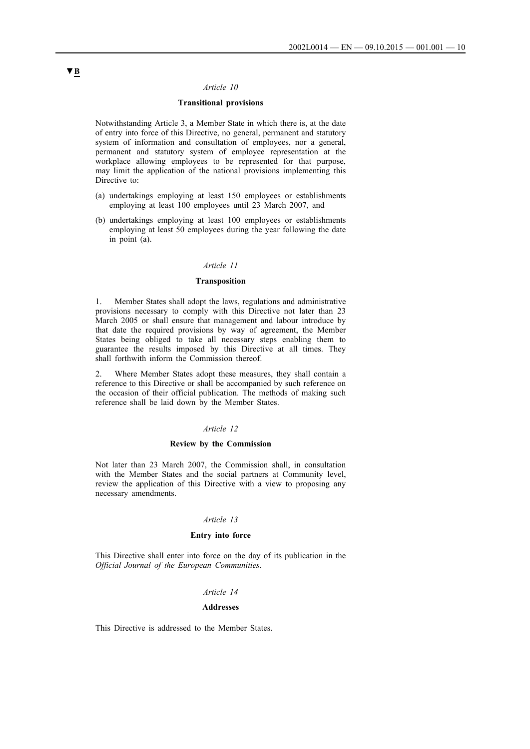▼B

*Article 10*

**Transitional provisions**

Notwithstanding Article 3, a Member State in which there is, at the date of entry into force of this Directive, no general, permanent and statutory system of information and consultation of employees, nor a general, permanent and statutory system of employee representation at the workplace allowing employees to be represented for that purpose, may limit the application of the national provisions implementing this Directive to:

(a) undertakings employing at least 150 employees or establishments employing at least 100 employees until 23 March 2007, and

(b) undertakings employing at least 100 employees or establishments employing at least 50 employees during the year following the date in point (a).

*Article 11*

**Transposition**

1. Member States shall adopt the laws, regulations and administrative provisions necessary to comply with this Directive not later than 23 March 2005 or shall ensure that management and labour introduce by that date the required provisions by way of agreement, the Member States being obliged to take all necessary steps enabling them to guarantee the results imposed by this Directive at all times. They shall forthwith inform the Commission thereof.

2. Where Member States adopt these measures, they shall contain a reference to this Directive or shall be accompanied by such reference on the occasion of their official publication. The methods of making such reference shall be laid down by the Member States.

*Article 12*

**Review by the Commission**

Not later than 23 March 2007, the Commission shall, in consultation with the Member States and the social partners at Community level, review the application of this Directive with a view to proposing any necessary amendments.

*Article 13*

**Entry into force**

This Directive shall enter into force on the day of its publication in the *Official Journal of the European Communities*.

*Article 14*

**Addresses**

This Directive is addressed to the Member States.